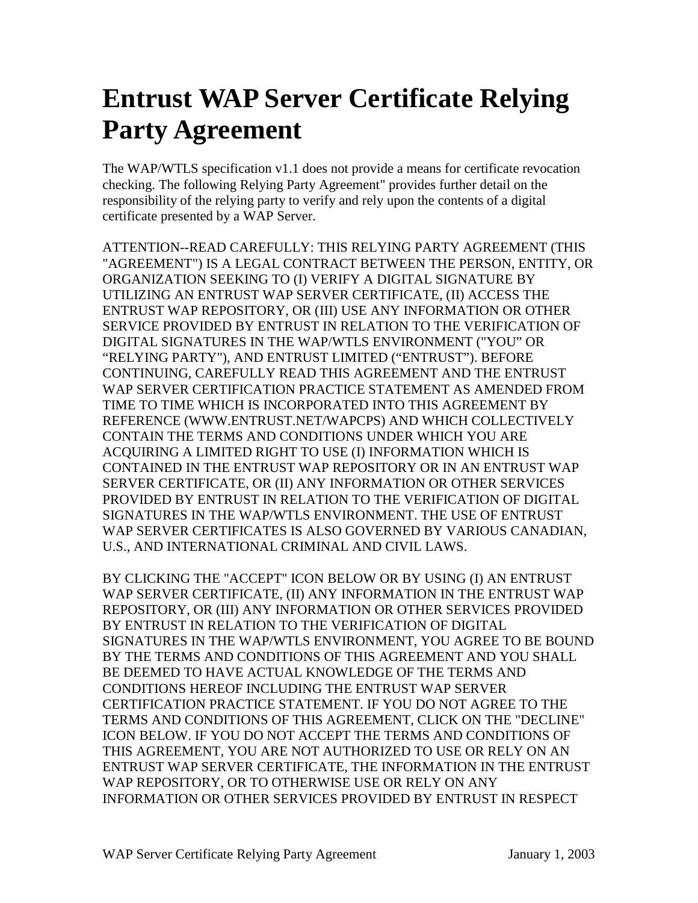# Entrust WAP Server Certificate Relying Party Agreement

The WAP/WTLS specification v1.1 does not provide a means for certificate revocation checking. The following Relying Party Agreement" provides further detail on the responsibility of the relying party to verify and rely upon the contents of a digital certificate presented by a WAP Server.

ATTENTION--READ CAREFULLY: THIS RELYING PARTY AGREEMENT (THIS "AGREEMENT") IS A LEGAL CONTRACT BETWEEN THE PERSON, ENTITY, OR ORGANIZATION SEEKING TO (I) VERIFY A DIGITAL SIGNATURE BY UTILIZING AN ENTRUST WAP SERVER CERTIFICATE, (II) ACCESS THE ENTRUST WAP REPOSITORY, OR (III) USE ANY INFORMATION OR OTHER SERVICE PROVIDED BY ENTRUST IN RELATION TO THE VERIFICATION OF DIGITAL SIGNATURES IN THE WAP/WTLS ENVIRONMENT ("YOU" OR "RELYING PARTY"), AND ENTRUST LIMITED ("ENTRUST"). BEFORE CONTINUING, CAREFULLY READ THIS AGREEMENT AND THE ENTRUST WAP SERVER CERTIFICATION PRACTICE STATEMENT AS AMENDED FROM TIME TO TIME WHICH IS INCORPORATED INTO THIS AGREEMENT BY REFERENCE (WWW.ENTRUST.NET/WAPCPS) AND WHICH COLLECTIVELY CONTAIN THE TERMS AND CONDITIONS UNDER WHICH YOU ARE ACQUIRING A LIMITED RIGHT TO USE (I) INFORMATION WHICH IS CONTAINED IN THE ENTRUST WAP REPOSITORY OR IN AN ENTRUST WAP SERVER CERTIFICATE, OR (II) ANY INFORMATION OR OTHER SERVICES PROVIDED BY ENTRUST IN RELATION TO THE VERIFICATION OF DIGITAL SIGNATURES IN THE WAP/WTLS ENVIRONMENT. THE USE OF ENTRUST WAP SERVER CERTIFICATES IS ALSO GOVERNED BY VARIOUS CANADIAN, U.S., AND INTERNATIONAL CRIMINAL AND CIVIL LAWS.

BY CLICKING THE "ACCEPT" ICON BELOW OR BY USING (I) AN ENTRUST WAP SERVER CERTIFICATE, (II) ANY INFORMATION IN THE ENTRUST WAP REPOSITORY, OR (III) ANY INFORMATION OR OTHER SERVICES PROVIDED BY ENTRUST IN RELATION TO THE VERIFICATION OF DIGITAL SIGNATURES IN THE WAP/WTLS ENVIRONMENT, YOU AGREE TO BE BOUND BY THE TERMS AND CONDITIONS OF THIS AGREEMENT AND YOU SHALL BE DEEMED TO HAVE ACTUAL KNOWLEDGE OF THE TERMS AND CONDITIONS HEREOF INCLUDING THE ENTRUST WAP SERVER CERTIFICATION PRACTICE STATEMENT. IF YOU DO NOT AGREE TO THE TERMS AND CONDITIONS OF THIS AGREEMENT, CLICK ON THE "DECLINE" ICON BELOW. IF YOU DO NOT ACCEPT THE TERMS AND CONDITIONS OF THIS AGREEMENT, YOU ARE NOT AUTHORIZED TO USE OR RELY ON AN ENTRUST WAP SERVER CERTIFICATE, THE INFORMATION IN THE ENTRUST WAP REPOSITORY, OR TO OTHERWISE USE OR RELY ON ANY INFORMATION OR OTHER SERVICES PROVIDED BY ENTRUST IN RESPECT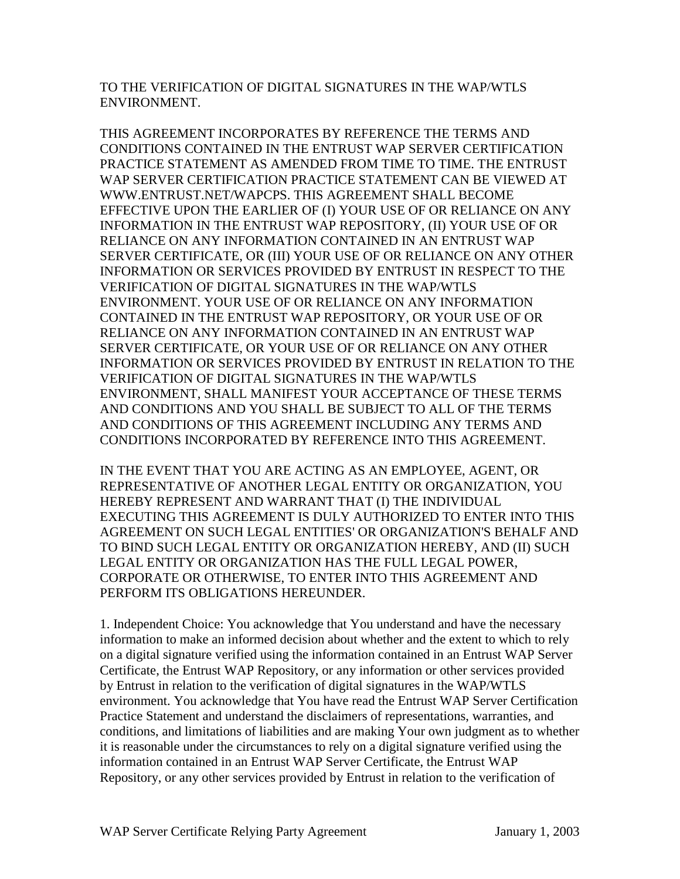TO THE VERIFICATION OF DIGITAL SIGNATURES IN THE WAP/WTLS ENVIRONMENT.

THIS AGREEMENT INCORPORATES BY REFERENCE THE TERMS AND CONDITIONS CONTAINED IN THE ENTRUST WAP SERVER CERTIFICATION PRACTICE STATEMENT AS AMENDED FROM TIME TO TIME. THE ENTRUST WAP SERVER CERTIFICATION PRACTICE STATEMENT CAN BE VIEWED AT WWW.ENTRUST.NET/WAPCPS. THIS AGREEMENT SHALL BECOME EFFECTIVE UPON THE EARLIER OF (I) YOUR USE OF OR RELIANCE ON ANY INFORMATION IN THE ENTRUST WAP REPOSITORY, (II) YOUR USE OF OR RELIANCE ON ANY INFORMATION CONTAINED IN AN ENTRUST WAP SERVER CERTIFICATE, OR (III) YOUR USE OF OR RELIANCE ON ANY OTHER INFORMATION OR SERVICES PROVIDED BY ENTRUST IN RESPECT TO THE VERIFICATION OF DIGITAL SIGNATURES IN THE WAP/WTLS ENVIRONMENT. YOUR USE OF OR RELIANCE ON ANY INFORMATION CONTAINED IN THE ENTRUST WAP REPOSITORY, OR YOUR USE OF OR RELIANCE ON ANY INFORMATION CONTAINED IN AN ENTRUST WAP SERVER CERTIFICATE, OR YOUR USE OF OR RELIANCE ON ANY OTHER INFORMATION OR SERVICES PROVIDED BY ENTRUST IN RELATION TO THE VERIFICATION OF DIGITAL SIGNATURES IN THE WAP/WTLS ENVIRONMENT, SHALL MANIFEST YOUR ACCEPTANCE OF THESE TERMS AND CONDITIONS AND YOU SHALL BE SUBJECT TO ALL OF THE TERMS AND CONDITIONS OF THIS AGREEMENT INCLUDING ANY TERMS AND CONDITIONS INCORPORATED BY REFERENCE INTO THIS AGREEMENT.

IN THE EVENT THAT YOU ARE ACTING AS AN EMPLOYEE, AGENT, OR REPRESENTATIVE OF ANOTHER LEGAL ENTITY OR ORGANIZATION, YOU HEREBY REPRESENT AND WARRANT THAT (I) THE INDIVIDUAL EXECUTING THIS AGREEMENT IS DULY AUTHORIZED TO ENTER INTO THIS AGREEMENT ON SUCH LEGAL ENTITIES' OR ORGANIZATION'S BEHALF AND TO BIND SUCH LEGAL ENTITY OR ORGANIZATION HEREBY, AND (II) SUCH LEGAL ENTITY OR ORGANIZATION HAS THE FULL LEGAL POWER, CORPORATE OR OTHERWISE, TO ENTER INTO THIS AGREEMENT AND PERFORM ITS OBLIGATIONS HEREUNDER.

1. Independent Choice: You acknowledge that You understand and have the necessary information to make an informed decision about whether and the extent to which to rely on a digital signature verified using the information contained in an Entrust WAP Server Certificate, the Entrust WAP Repository, or any information or other services provided by Entrust in relation to the verification of digital signatures in the WAP/WTLS environment. You acknowledge that You have read the Entrust WAP Server Certification Practice Statement and understand the disclaimers of representations, warranties, and conditions, and limitations of liabilities and are making Your own judgment as to whether it is reasonable under the circumstances to rely on a digital signature verified using the information contained in an Entrust WAP Server Certificate, the Entrust WAP Repository, or any other services provided by Entrust in relation to the verification of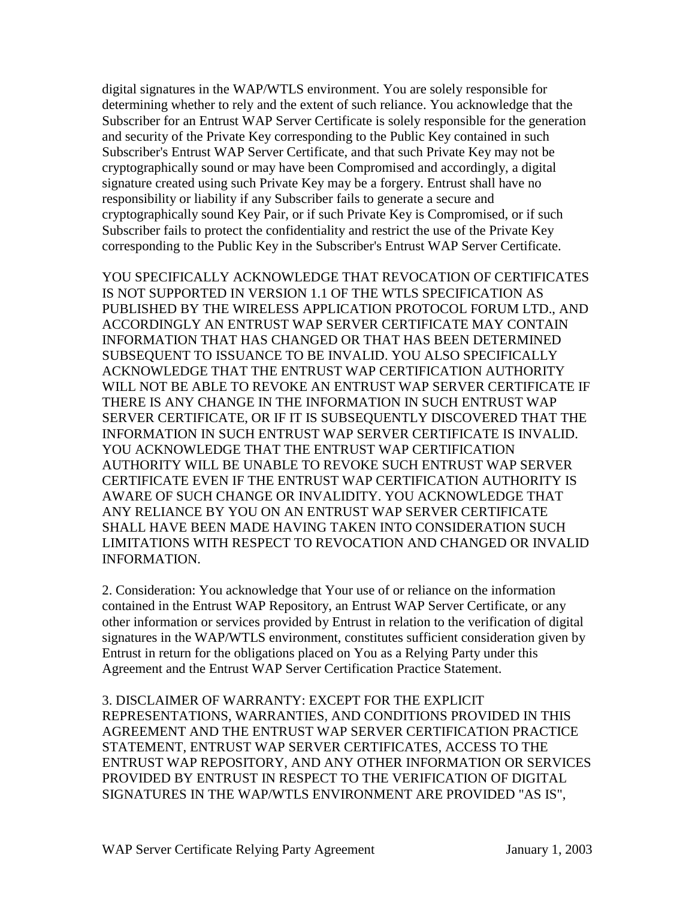digital signatures in the WAP/WTLS environment. You are solely responsible for determining whether to rely and the extent of such reliance. You acknowledge that the Subscriber for an Entrust WAP Server Certificate is solely responsible for the generation and security of the Private Key corresponding to the Public Key contained in such Subscriber's Entrust WAP Server Certificate, and that such Private Key may not be cryptographically sound or may have been Compromised and accordingly, a digital signature created using such Private Key may be a forgery. Entrust shall have no responsibility or liability if any Subscriber fails to generate a secure and cryptographically sound Key Pair, or if such Private Key is Compromised, or if such Subscriber fails to protect the confidentiality and restrict the use of the Private Key corresponding to the Public Key in the Subscriber's Entrust WAP Server Certificate.

YOU SPECIFICALLY ACKNOWLEDGE THAT REVOCATION OF CERTIFICATES IS NOT SUPPORTED IN VERSION 1.1 OF THE WTLS SPECIFICATION AS PUBLISHED BY THE WIRELESS APPLICATION PROTOCOL FORUM LTD., AND ACCORDINGLY AN ENTRUST WAP SERVER CERTIFICATE MAY CONTAIN INFORMATION THAT HAS CHANGED OR THAT HAS BEEN DETERMINED SUBSEQUENT TO ISSUANCE TO BE INVALID. YOU ALSO SPECIFICALLY ACKNOWLEDGE THAT THE ENTRUST WAP CERTIFICATION AUTHORITY WILL NOT BE ABLE TO REVOKE AN ENTRUST WAP SERVER CERTIFICATE IF THERE IS ANY CHANGE IN THE INFORMATION IN SUCH ENTRUST WAP SERVER CERTIFICATE, OR IF IT IS SUBSEQUENTLY DISCOVERED THAT THE INFORMATION IN SUCH ENTRUST WAP SERVER CERTIFICATE IS INVALID. YOU ACKNOWLEDGE THAT THE ENTRUST WAP CERTIFICATION AUTHORITY WILL BE UNABLE TO REVOKE SUCH ENTRUST WAP SERVER CERTIFICATE EVEN IF THE ENTRUST WAP CERTIFICATION AUTHORITY IS AWARE OF SUCH CHANGE OR INVALIDITY. YOU ACKNOWLEDGE THAT ANY RELIANCE BY YOU ON AN ENTRUST WAP SERVER CERTIFICATE SHALL HAVE BEEN MADE HAVING TAKEN INTO CONSIDERATION SUCH LIMITATIONS WITH RESPECT TO REVOCATION AND CHANGED OR INVALID INFORMATION.

2. Consideration: You acknowledge that Your use of or reliance on the information contained in the Entrust WAP Repository, an Entrust WAP Server Certificate, or any other information or services provided by Entrust in relation to the verification of digital signatures in the WAP/WTLS environment, constitutes sufficient consideration given by Entrust in return for the obligations placed on You as a Relying Party under this Agreement and the Entrust WAP Server Certification Practice Statement.

3. DISCLAIMER OF WARRANTY: EXCEPT FOR THE EXPLICIT REPRESENTATIONS, WARRANTIES, AND CONDITIONS PROVIDED IN THIS AGREEMENT AND THE ENTRUST WAP SERVER CERTIFICATION PRACTICE STATEMENT, ENTRUST WAP SERVER CERTIFICATES, ACCESS TO THE ENTRUST WAP REPOSITORY, AND ANY OTHER INFORMATION OR SERVICES PROVIDED BY ENTRUST IN RESPECT TO THE VERIFICATION OF DIGITAL SIGNATURES IN THE WAP/WTLS ENVIRONMENT ARE PROVIDED "AS IS",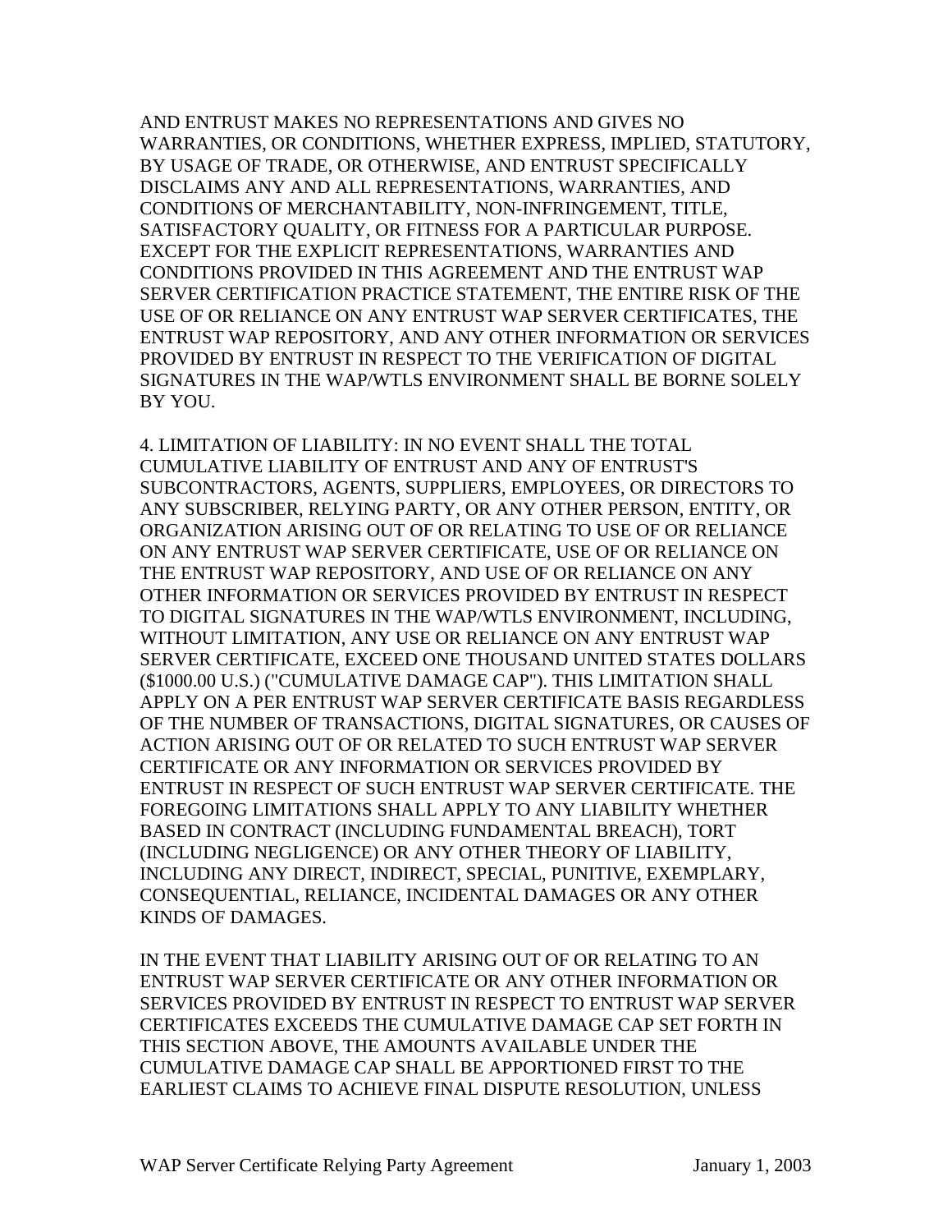AND ENTRUST MAKES NO REPRESENTATIONS AND GIVES NO WARRANTIES, OR CONDITIONS, WHETHER EXPRESS, IMPLIED, STATUTORY, BY USAGE OF TRADE, OR OTHERWISE, AND ENTRUST SPECIFICALLY DISCLAIMS ANY AND ALL REPRESENTATIONS, WARRANTIES, AND CONDITIONS OF MERCHANTABILITY, NON-INFRINGEMENT, TITLE, SATISFACTORY QUALITY, OR FITNESS FOR A PARTICULAR PURPOSE. EXCEPT FOR THE EXPLICIT REPRESENTATIONS, WARRANTIES AND CONDITIONS PROVIDED IN THIS AGREEMENT AND THE ENTRUST WAP SERVER CERTIFICATION PRACTICE STATEMENT, THE ENTIRE RISK OF THE USE OF OR RELIANCE ON ANY ENTRUST WAP SERVER CERTIFICATES, THE ENTRUST WAP REPOSITORY, AND ANY OTHER INFORMATION OR SERVICES PROVIDED BY ENTRUST IN RESPECT TO THE VERIFICATION OF DIGITAL SIGNATURES IN THE WAP/WTLS ENVIRONMENT SHALL BE BORNE SOLELY BY YOU.

4. LIMITATION OF LIABILITY: IN NO EVENT SHALL THE TOTAL CUMULATIVE LIABILITY OF ENTRUST AND ANY OF ENTRUST'S SUBCONTRACTORS, AGENTS, SUPPLIERS, EMPLOYEES, OR DIRECTORS TO ANY SUBSCRIBER, RELYING PARTY, OR ANY OTHER PERSON, ENTITY, OR ORGANIZATION ARISING OUT OF OR RELATING TO USE OF OR RELIANCE ON ANY ENTRUST WAP SERVER CERTIFICATE, USE OF OR RELIANCE ON THE ENTRUST WAP REPOSITORY, AND USE OF OR RELIANCE ON ANY OTHER INFORMATION OR SERVICES PROVIDED BY ENTRUST IN RESPECT TO DIGITAL SIGNATURES IN THE WAP/WTLS ENVIRONMENT, INCLUDING, WITHOUT LIMITATION, ANY USE OR RELIANCE ON ANY ENTRUST WAP SERVER CERTIFICATE, EXCEED ONE THOUSAND UNITED STATES DOLLARS ($1000.00 U.S.) ("CUMULATIVE DAMAGE CAP"). THIS LIMITATION SHALL APPLY ON A PER ENTRUST WAP SERVER CERTIFICATE BASIS REGARDLESS OF THE NUMBER OF TRANSACTIONS, DIGITAL SIGNATURES, OR CAUSES OF ACTION ARISING OUT OF OR RELATED TO SUCH ENTRUST WAP SERVER CERTIFICATE OR ANY INFORMATION OR SERVICES PROVIDED BY ENTRUST IN RESPECT OF SUCH ENTRUST WAP SERVER CERTIFICATE. THE FOREGOING LIMITATIONS SHALL APPLY TO ANY LIABILITY WHETHER BASED IN CONTRACT (INCLUDING FUNDAMENTAL BREACH), TORT (INCLUDING NEGLIGENCE) OR ANY OTHER THEORY OF LIABILITY, INCLUDING ANY DIRECT, INDIRECT, SPECIAL, PUNITIVE, EXEMPLARY, CONSEQUENTIAL, RELIANCE, INCIDENTAL DAMAGES OR ANY OTHER KINDS OF DAMAGES.

IN THE EVENT THAT LIABILITY ARISING OUT OF OR RELATING TO AN ENTRUST WAP SERVER CERTIFICATE OR ANY OTHER INFORMATION OR SERVICES PROVIDED BY ENTRUST IN RESPECT TO ENTRUST WAP SERVER CERTIFICATES EXCEEDS THE CUMULATIVE DAMAGE CAP SET FORTH IN THIS SECTION ABOVE, THE AMOUNTS AVAILABLE UNDER THE CUMULATIVE DAMAGE CAP SHALL BE APPORTIONED FIRST TO THE EARLIEST CLAIMS TO ACHIEVE FINAL DISPUTE RESOLUTION, UNLESS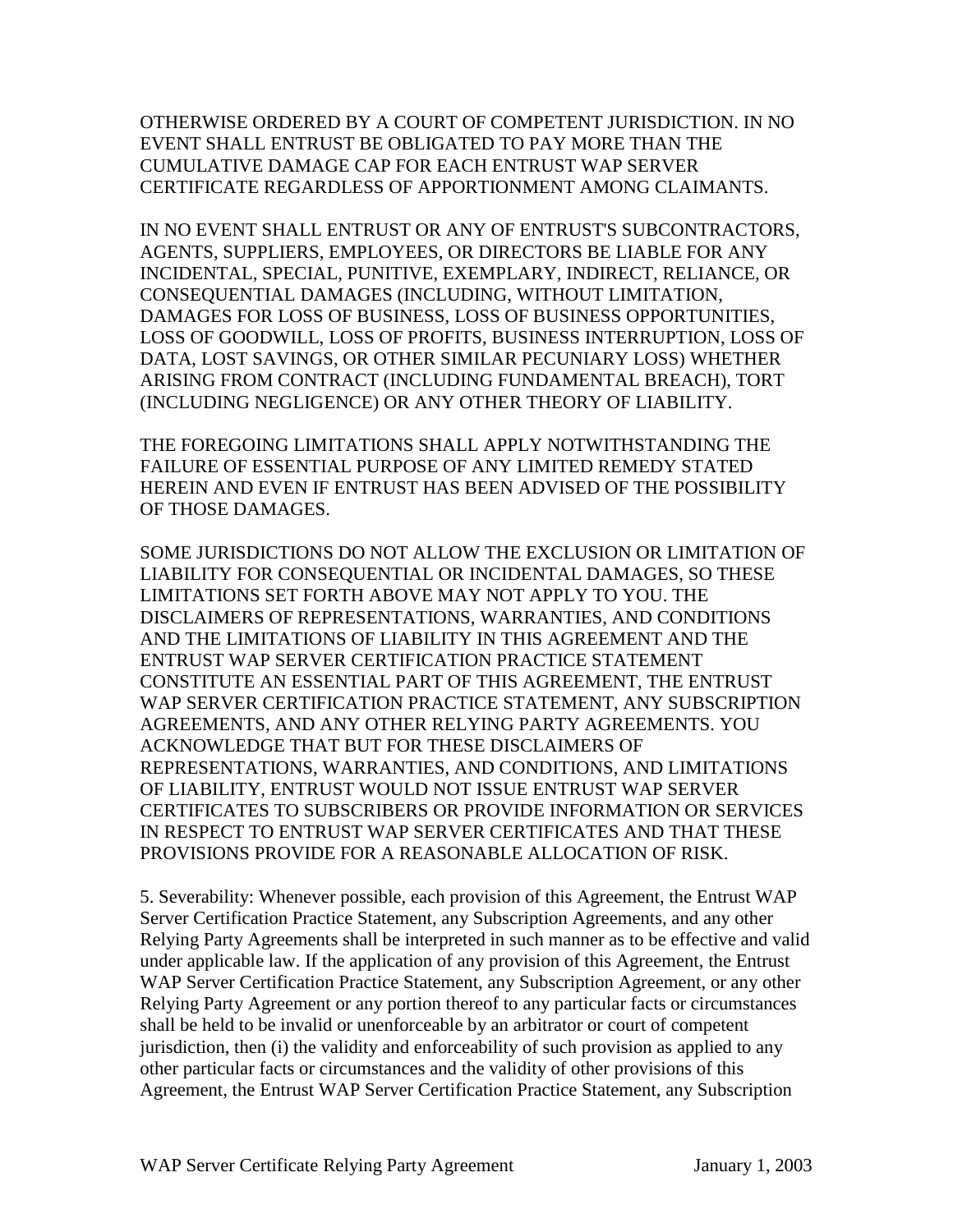OTHERWISE ORDERED BY A COURT OF COMPETENT JURISDICTION. IN NO EVENT SHALL ENTRUST BE OBLIGATED TO PAY MORE THAN THE CUMULATIVE DAMAGE CAP FOR EACH ENTRUST WAP SERVER CERTIFICATE REGARDLESS OF APPORTIONMENT AMONG CLAIMANTS.

IN NO EVENT SHALL ENTRUST OR ANY OF ENTRUST'S SUBCONTRACTORS, AGENTS, SUPPLIERS, EMPLOYEES, OR DIRECTORS BE LIABLE FOR ANY INCIDENTAL, SPECIAL, PUNITIVE, EXEMPLARY, INDIRECT, RELIANCE, OR CONSEQUENTIAL DAMAGES (INCLUDING, WITHOUT LIMITATION, DAMAGES FOR LOSS OF BUSINESS, LOSS OF BUSINESS OPPORTUNITIES, LOSS OF GOODWILL, LOSS OF PROFITS, BUSINESS INTERRUPTION, LOSS OF DATA, LOST SAVINGS, OR OTHER SIMILAR PECUNIARY LOSS) WHETHER ARISING FROM CONTRACT (INCLUDING FUNDAMENTAL BREACH), TORT (INCLUDING NEGLIGENCE) OR ANY OTHER THEORY OF LIABILITY.

THE FOREGOING LIMITATIONS SHALL APPLY NOTWITHSTANDING THE FAILURE OF ESSENTIAL PURPOSE OF ANY LIMITED REMEDY STATED HEREIN AND EVEN IF ENTRUST HAS BEEN ADVISED OF THE POSSIBILITY OF THOSE DAMAGES.

SOME JURISDICTIONS DO NOT ALLOW THE EXCLUSION OR LIMITATION OF LIABILITY FOR CONSEQUENTIAL OR INCIDENTAL DAMAGES, SO THESE LIMITATIONS SET FORTH ABOVE MAY NOT APPLY TO YOU. THE DISCLAIMERS OF REPRESENTATIONS, WARRANTIES, AND CONDITIONS AND THE LIMITATIONS OF LIABILITY IN THIS AGREEMENT AND THE ENTRUST WAP SERVER CERTIFICATION PRACTICE STATEMENT CONSTITUTE AN ESSENTIAL PART OF THIS AGREEMENT, THE ENTRUST WAP SERVER CERTIFICATION PRACTICE STATEMENT, ANY SUBSCRIPTION AGREEMENTS, AND ANY OTHER RELYING PARTY AGREEMENTS. YOU ACKNOWLEDGE THAT BUT FOR THESE DISCLAIMERS OF REPRESENTATIONS, WARRANTIES, AND CONDITIONS, AND LIMITATIONS OF LIABILITY, ENTRUST WOULD NOT ISSUE ENTRUST WAP SERVER CERTIFICATES TO SUBSCRIBERS OR PROVIDE INFORMATION OR SERVICES IN RESPECT TO ENTRUST WAP SERVER CERTIFICATES AND THAT THESE PROVISIONS PROVIDE FOR A REASONABLE ALLOCATION OF RISK.

5. Severability: Whenever possible, each provision of this Agreement, the Entrust WAP Server Certification Practice Statement, any Subscription Agreements, and any other Relying Party Agreements shall be interpreted in such manner as to be effective and valid under applicable law. If the application of any provision of this Agreement, the Entrust WAP Server Certification Practice Statement, any Subscription Agreement, or any other Relying Party Agreement or any portion thereof to any particular facts or circumstances shall be held to be invalid or unenforceable by an arbitrator or court of competent jurisdiction, then (i) the validity and enforceability of such provision as applied to any other particular facts or circumstances and the validity of other provisions of this Agreement, the Entrust WAP Server Certification Practice Statement, any Subscription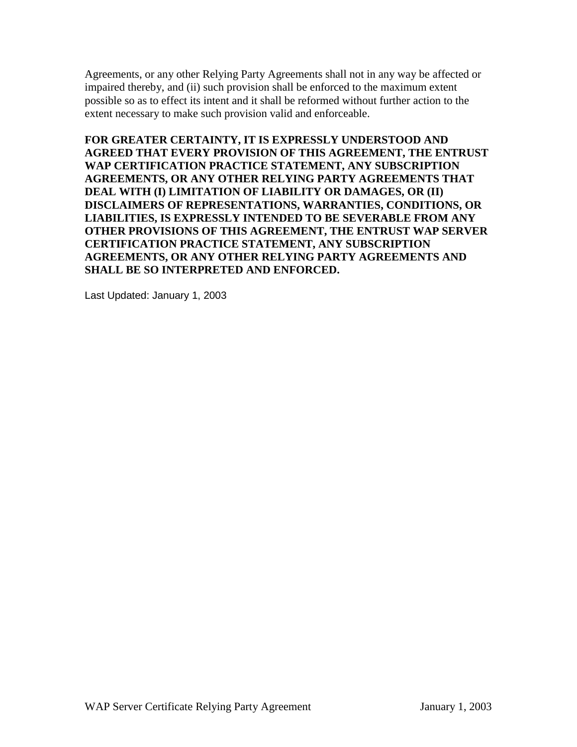Agreements, or any other Relying Party Agreements shall not in any way be affected or impaired thereby, and (ii) such provision shall be enforced to the maximum extent possible so as to effect its intent and it shall be reformed without further action to the extent necessary to make such provision valid and enforceable.

**FOR GREATER CERTAINTY, IT IS EXPRESSLY UNDERSTOOD AND AGREED THAT EVERY PROVISION OF THIS AGREEMENT, THE ENTRUST WAP CERTIFICATION PRACTICE STATEMENT, ANY SUBSCRIPTION AGREEMENTS, OR ANY OTHER RELYING PARTY AGREEMENTS THAT DEAL WITH (I) LIMITATION OF LIABILITY OR DAMAGES, OR (II) DISCLAIMERS OF REPRESENTATIONS, WARRANTIES, CONDITIONS, OR LIABILITIES, IS EXPRESSLY INTENDED TO BE SEVERABLE FROM ANY OTHER PROVISIONS OF THIS AGREEMENT, THE ENTRUST WAP SERVER CERTIFICATION PRACTICE STATEMENT, ANY SUBSCRIPTION AGREEMENTS, OR ANY OTHER RELYING PARTY AGREEMENTS AND SHALL BE SO INTERPRETED AND ENFORCED.**

Last Updated: January 1, 2003